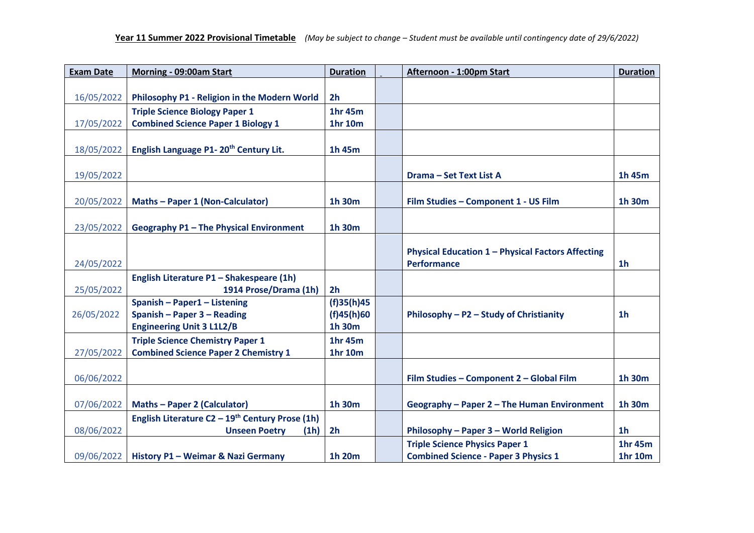**Year 11 Summer 2022 Provisional Timetable** *(May be subject to change – Student must be available until contingency date of 29/6/2022)*

| Exam Date | Morning - 09:00am Start | Duration | | Afternoon - 1:00pm Start | Duration |
|---|---|---|---|---|---|
| 16/05/2022 | Philosophy P1 - Religion in the Modern World | 2h | | | |
| 17/05/2022 | Triple Science Biology Paper 1<br>Combined Science Paper 1 Biology 1 | 1hr 45m<br>1hr 10m | | | |
| 18/05/2022 | English Language P1- 20th Century Lit. | 1h 45m | | | |
| 19/05/2022 | | | | Drama – Set Text List A | 1h 45m |
| 20/05/2022 | Maths – Paper 1 (Non-Calculator) | 1h 30m | | Film Studies – Component 1 - US Film | 1h 30m |
| 23/05/2022 | Geography P1 – The Physical Environment | 1h 30m | | | |
| 24/05/2022 | | | | Physical Education 1 – Physical Factors Affecting Performance | 1h |
| 25/05/2022 | English Literature P1 – Shakespeare (1h)<br>1914 Prose/Drama (1h) | 2h | | | |
| 26/05/2022 | Spanish – Paper1 – Listening<br>Spanish – Paper 3 – Reading<br>Engineering Unit 3 L1L2/B | (f)35(h)45<br>(f)45(h)60<br>1h 30m | | Philosophy – P2 – Study of Christianity | 1h |
| 27/05/2022 | Triple Science Chemistry Paper 1<br>Combined Science Paper 2 Chemistry 1 | 1hr 45m<br>1hr 10m | | | |
| 06/06/2022 | | | | Film Studies – Component 2 – Global Film | 1h 30m |
| 07/06/2022 | Maths – Paper 2 (Calculator) | 1h 30m | | Geography – Paper 2 – The Human Environment | 1h 30m |
| 08/06/2022 | English Literature C2 – 19th Century Prose (1h)<br>Unseen Poetry (1h) | 2h | | Philosophy – Paper 3 – World Religion | 1h |
| 09/06/2022 | History P1 – Weimar & Nazi Germany | 1h 20m | | Triple Science Physics Paper 1<br>Combined Science - Paper 3 Physics 1 | 1hr 45m<br>1hr 10m |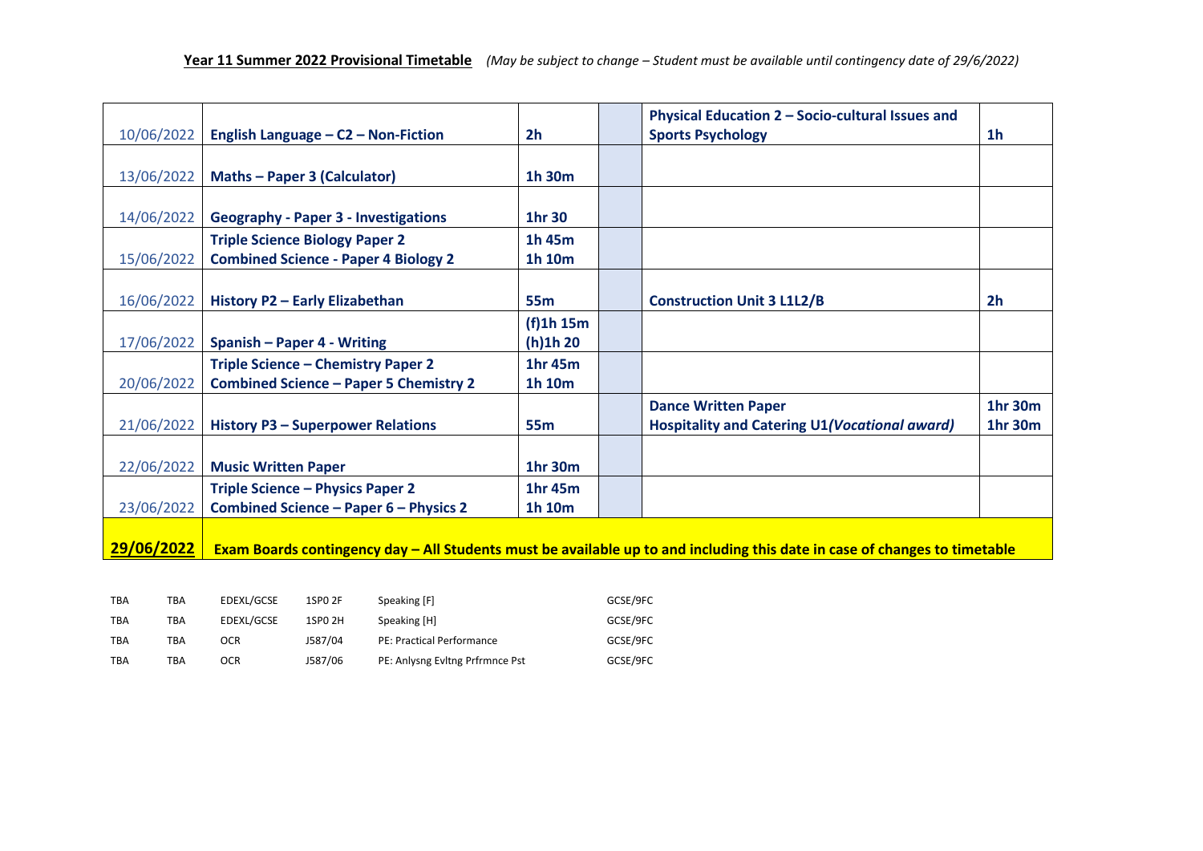**Year 11 Summer 2022 Provisional Timetable** *(May be subject to change – Student must be available until contingency date of 29/6/2022)*

| | | | | | |
|---|---|---|---|---|---|
| 10/06/2022 | **English Language – C2 – Non-Fiction** | **2h** | | **Physical Education 2 – Socio-cultural Issues and Sports Psychology** | **1h** |
| 13/06/2022 | **Maths – Paper 3 (Calculator)** | **1h 30m** | | | |
| 14/06/2022 | **Geography - Paper 3 - Investigations** | **1hr 30** | | | |
| 15/06/2022 | **Triple Science Biology Paper 2**<br>**Combined Science - Paper 4 Biology 2** | **1h 45m**<br>**1h 10m** | | | |
| 16/06/2022 | **History P2 – Early Elizabethan** | **55m** | | **Construction Unit 3 L1L2/B** | **2h** |
| 17/06/2022 | **Spanish – Paper 4 - Writing** | **(f)1h 15m**<br>**(h)1h 20** | | | |
| 20/06/2022 | **Triple Science – Chemistry Paper 2**<br>**Combined Science – Paper 5 Chemistry 2** | **1hr 45m**<br>**1h 10m** | | | |
| 21/06/2022 | **History P3 – Superpower Relations** | **55m** | | **Dance Written Paper**<br>**Hospitality and Catering U1*(Vocational award)*** | **1hr 30m**<br>**1hr 30m** |
| 22/06/2022 | **Music Written Paper** | **1hr 30m** | | | |
| 23/06/2022 | **Triple Science – Physics Paper 2**<br>**Combined Science – Paper 6 – Physics 2** | **1hr 45m**<br>**1h 10m** | | | |
| **29/06/2022** | **Exam Boards contingency day – All Students must be available up to and including this date in case of changes to timetable** | | | | |

| | | | | | |
|---|---|---|---|---|---|
| TBA | TBA | EDEXL/GCSE | 1SP0 2F | Speaking [F] | GCSE/9FC |
| TBA | TBA | EDEXL/GCSE | 1SP0 2H | Speaking [H] | GCSE/9FC |
| TBA | TBA | OCR | J587/04 | PE: Practical Performance | GCSE/9FC |
| TBA | TBA | OCR | J587/06 | PE: Anlysng Evltng Prfrmnce Pst | GCSE/9FC |